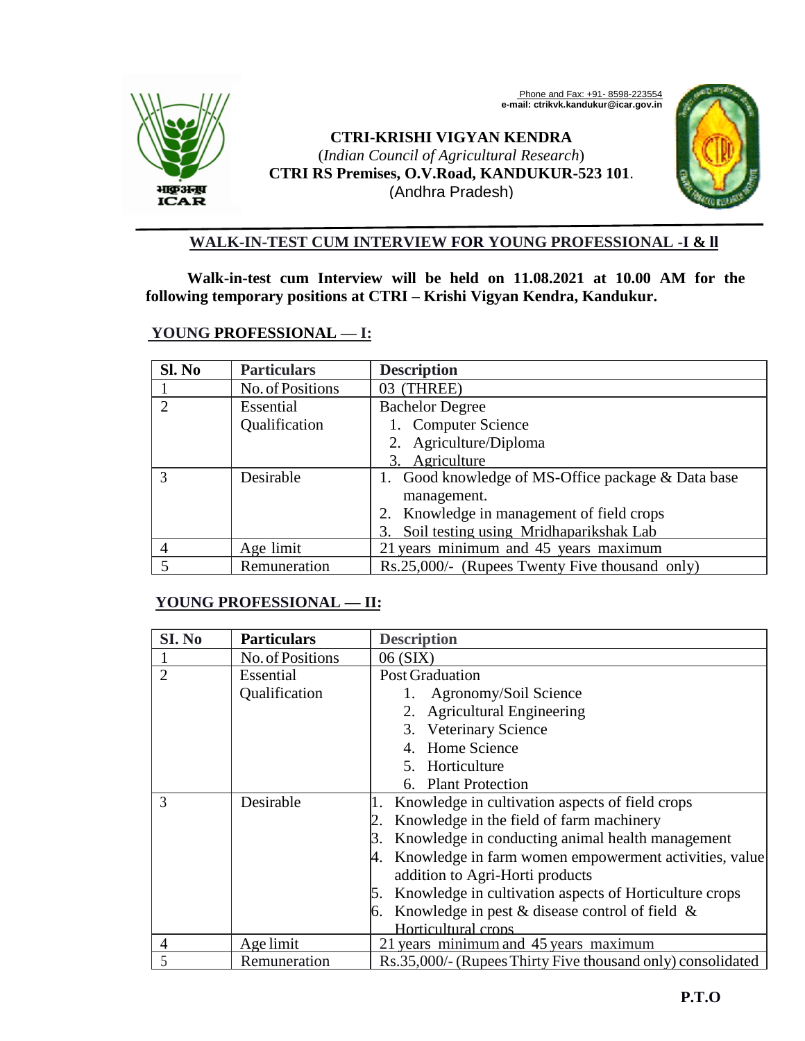Phone and Fax: +91- 8598-223554
**e-mail: ctrikvk.kandukur@icar.gov.in**

**CTRI-KRISHI VIGYAN KENDRA**
(*Indian Council of Agricultural Research*)
**CTRI RS Premises, O.V.Road, KANDUKUR-523 101**.
(Andhra Pradesh)

## WALK-IN-TEST CUM INTERVIEW FOR YOUNG PROFESSIONAL -I & II

**Walk-in-test cum Interview will be held on 11.08.2021 at 10.00 AM for the following temporary positions at CTRI – Krishi Vigyan Kendra, Kandukur.**

### YOUNG PROFESSIONAL — I:

| Sl. No | Particulars | Description |
|---|---|---|
| 1 | No. of Positions | 03 (THREE) |
| 2 | Essential Qualification | Bachelor Degree<br>1. Computer Science<br>2. Agriculture/Diploma<br>3. Agriculture |
| 3 | Desirable | 1. Good knowledge of MS-Office package & Data base management.<br>2. Knowledge in management of field crops<br>3. Soil testing using Mridhaparikshak Lab |
| 4 | Age limit | 21 years minimum and 45 years maximum |
| 5 | Remuneration | Rs.25,000/- (Rupees Twenty Five thousand only) |

### YOUNG PROFESSIONAL — II:

| SI. No | Particulars | Description |
|---|---|---|
| 1 | No. of Positions | 06 (SIX) |
| 2 | Essential Qualification | Post Graduation<br>1. Agronomy/Soil Science<br>2. Agricultural Engineering<br>3. Veterinary Science<br>4. Home Science<br>5. Horticulture<br>6. Plant Protection |
| 3 | Desirable | 1. Knowledge in cultivation aspects of field crops<br>2. Knowledge in the field of farm machinery<br>3. Knowledge in conducting animal health management<br>4. Knowledge in farm women empowerment activities, value addition to Agri-Horti products<br>5. Knowledge in cultivation aspects of Horticulture crops<br>6. Knowledge in pest & disease control of field & Horticultural crops |
| 4 | Age limit | 21 years minimum and 45 years maximum |
| 5 | Remuneration | Rs.35,000/- (Rupees Thirty Five thousand only) consolidated |

**P.T.O**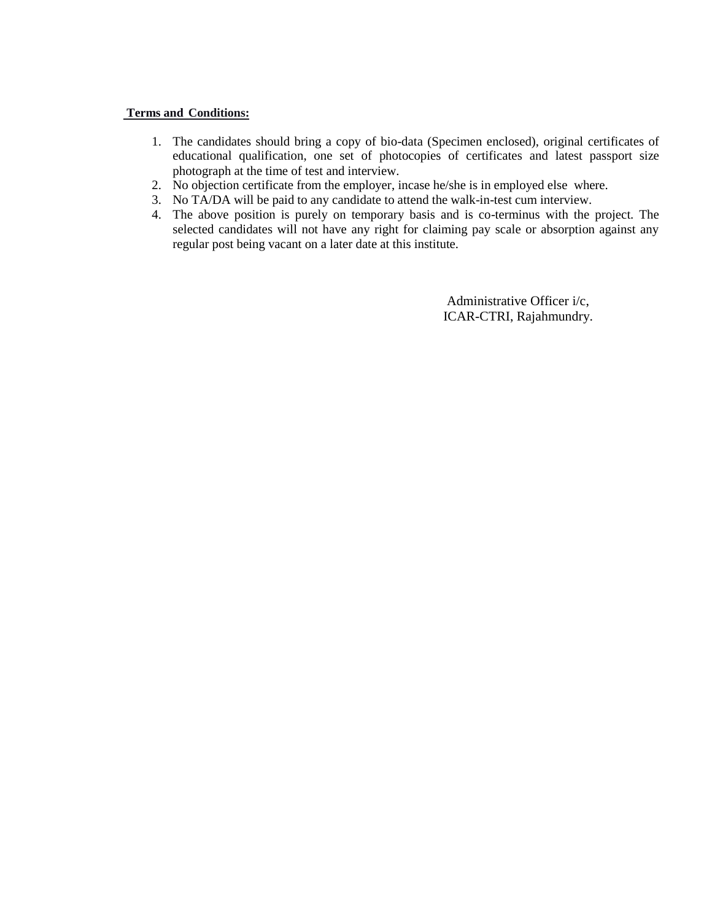**Terms and Conditions:**

1. The candidates should bring a copy of bio-data (Specimen enclosed), original certificates of educational qualification, one set of photocopies of certificates and latest passport size photograph at the time of test and interview.
2. No objection certificate from the employer, incase he/she is in employed else where.
3. No TA/DA will be paid to any candidate to attend the walk-in-test cum interview.
4. The above position is purely on temporary basis and is co-terminus with the project. The selected candidates will not have any right for claiming pay scale or absorption against any regular post being vacant on a later date at this institute.

Administrative Officer i/c,
ICAR-CTRI, Rajahmundry.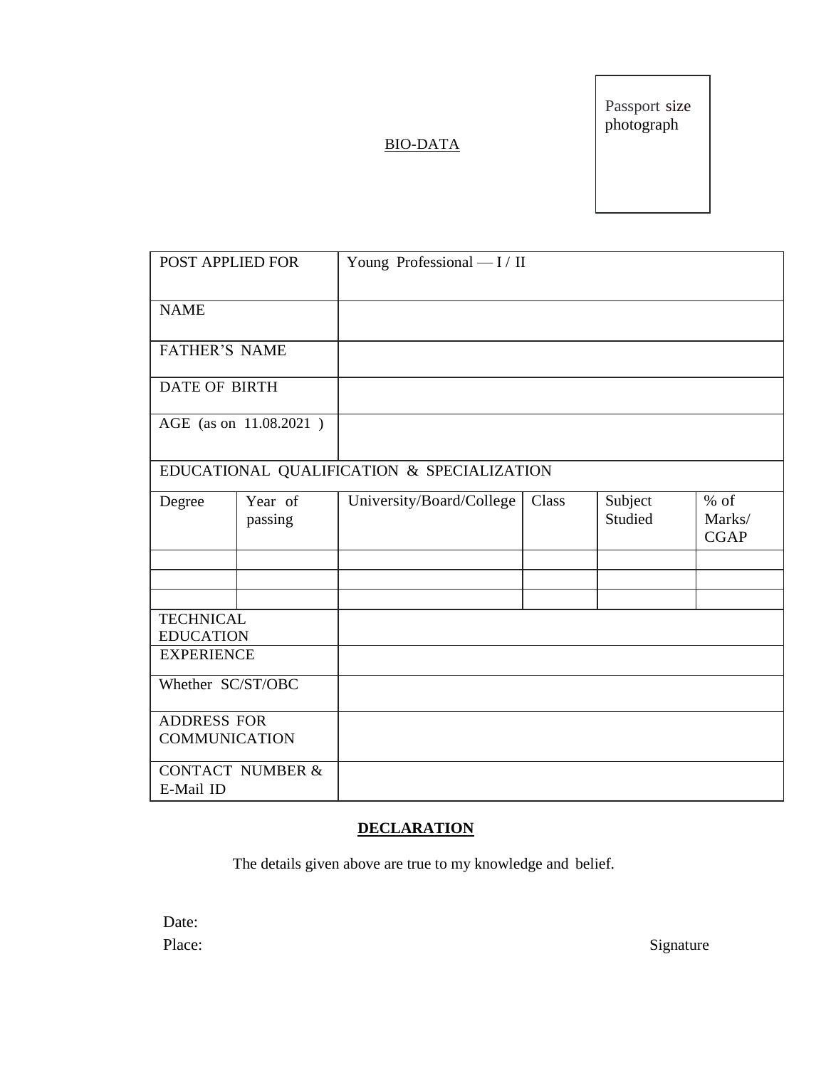Passport size photograph

## BIO-DATA

| POST APPLIED FOR | | Young Professional — I / II | | | |
|---|---|---|---|---|---|
| NAME | | | | | |
| FATHER'S NAME | | | | | |
| DATE OF BIRTH | | | | | |
| AGE (as on 11.08.2021 ) | | | | | |
| EDUCATIONAL QUALIFICATION & SPECIALIZATION | | | | | |
| Degree | Year of passing | University/Board/College | Class | Subject Studied | % of Marks/ CGAP |
| | | | | | |
| | | | | | |
| | | | | | |
| TECHNICAL EDUCATION | | | | | |
| EXPERIENCE | | | | | |
| Whether SC/ST/OBC | | | | | |
| ADDRESS FOR COMMUNICATION | | | | | |
| CONTACT NUMBER & E-Mail ID | | | | | |

**DECLARATION**

The details given above are true to my knowledge and belief.

Date:

Place:

Signature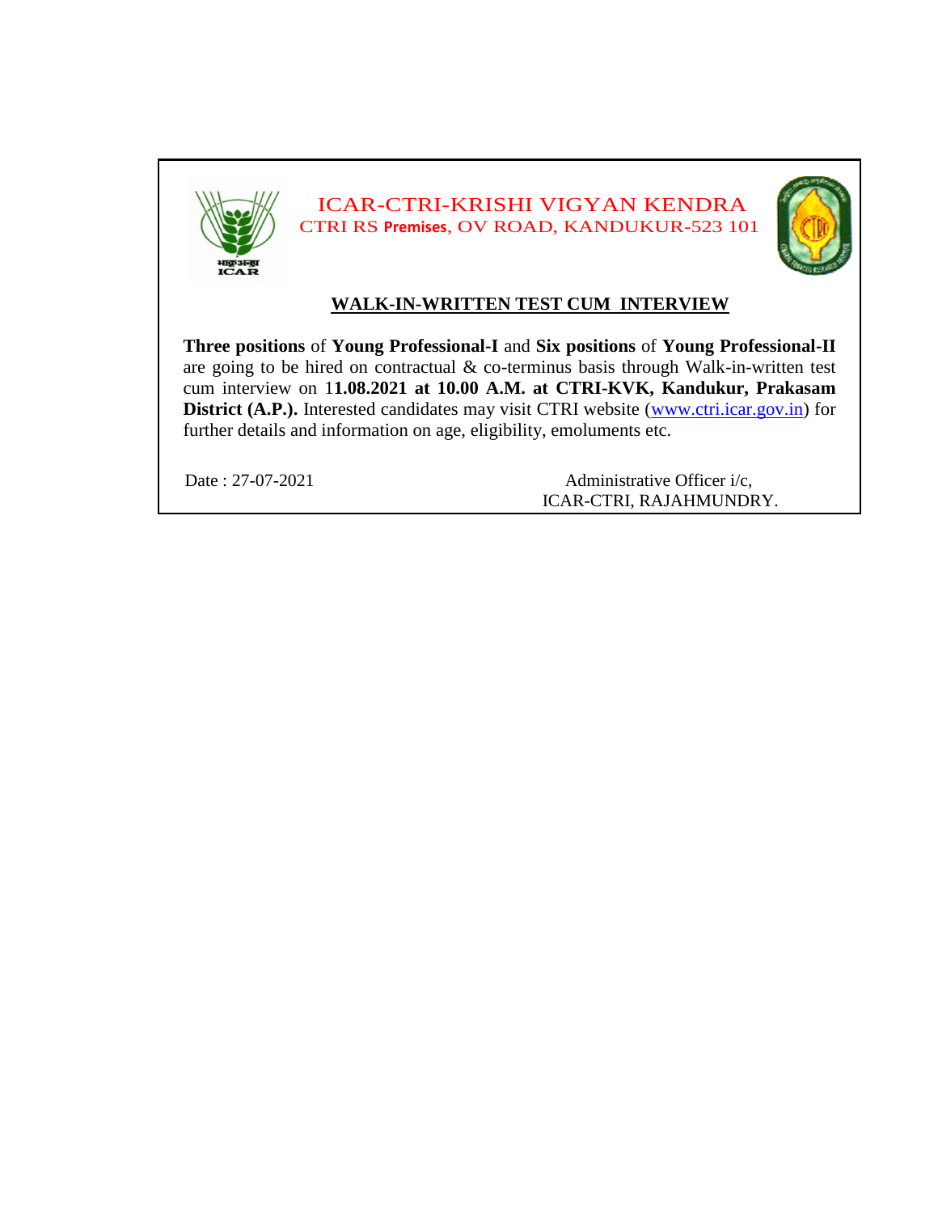# ICAR-CTRI-KRISHI VIGYAN KENDRA

CTRI RS Premises, OV ROAD, KANDUKUR-523 101

## WALK-IN-WRITTEN TEST CUM INTERVIEW

**Three positions** of **Young Professional-I** and **Six positions** of **Young Professional-II** are going to be hired on contractual & co-terminus basis through Walk-in-written test cum interview on 1**1.08.2021 at 10.00 A.M. at CTRI-KVK, Kandukur, Prakasam District (A.P.).** Interested candidates may visit CTRI website (www.ctri.icar.gov.in) for further details and information on age, eligibility, emoluments etc.

Date : 27-07-2021

Administrative Officer i/c,
ICAR-CTRI, RAJAHMUNDRY.